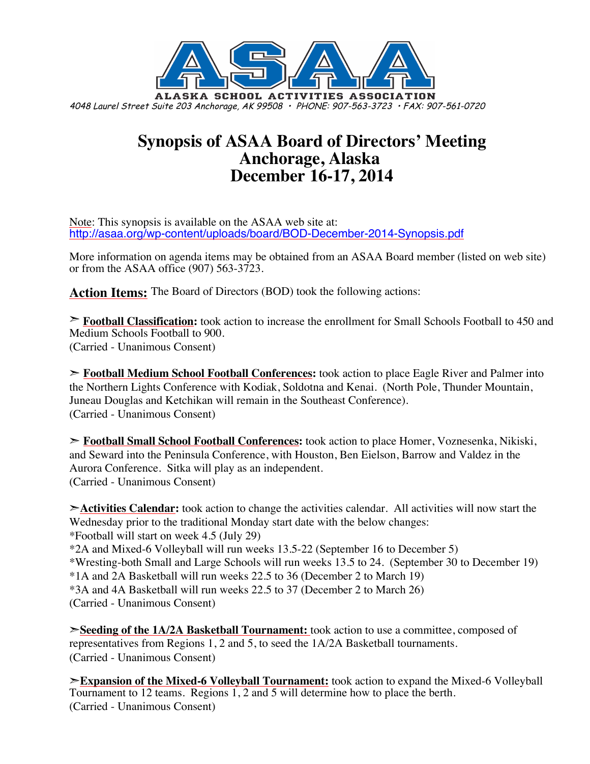**ALASKA SCHOOL ACTIVITIES ASSOCIATION**

*4048 Laurel Street Suite 203 Anchorage, AK 99508 • PHONE: 907-563-3723 • FAX: 907-561-0720*

# Synopsis of ASAA Board of Directors' Meeting
# Anchorage, Alaska
# December 16-17, 2014

Note: This synopsis is available on the ASAA web site at:
http://asaa.org/wp-content/uploads/board/BOD-December-2014-Synopsis.pdf

More information on agenda items may be obtained from an ASAA Board member (listed on web site) or from the ASAA office (907) 563-3723.

**Action Items:** The Board of Directors (BOD) took the following actions:

➢ **Football Classification:** took action to increase the enrollment for Small Schools Football to 450 and Medium Schools Football to 900.
(Carried - Unanimous Consent)

➢ **Football Medium School Football Conferences:** took action to place Eagle River and Palmer into the Northern Lights Conference with Kodiak, Soldotna and Kenai. (North Pole, Thunder Mountain, Juneau Douglas and Ketchikan will remain in the Southeast Conference).
(Carried - Unanimous Consent)

➢ **Football Small School Football Conferences:** took action to place Homer, Voznesenka, Nikiski, and Seward into the Peninsula Conference, with Houston, Ben Eielson, Barrow and Valdez in the Aurora Conference. Sitka will play as an independent.
(Carried - Unanimous Consent)

➢ **Activities Calendar:** took action to change the activities calendar. All activities will now start the Wednesday prior to the traditional Monday start date with the below changes:
*Football will start on week 4.5 (July 29)
*2A and Mixed-6 Volleyball will run weeks 13.5-22 (September 16 to December 5)
*Wresting-both Small and Large Schools will run weeks 13.5 to 24. (September 30 to December 19)
*1A and 2A Basketball will run weeks 22.5 to 36 (December 2 to March 19)
*3A and 4A Basketball will run weeks 22.5 to 37 (December 2 to March 26)
(Carried - Unanimous Consent)

➢ **Seeding of the 1A/2A Basketball Tournament:** took action to use a committee, composed of representatives from Regions 1, 2 and 5, to seed the 1A/2A Basketball tournaments.
(Carried - Unanimous Consent)

➢ **Expansion of the Mixed-6 Volleyball Tournament:** took action to expand the Mixed-6 Volleyball Tournament to 12 teams. Regions 1, 2 and 5 will determine how to place the berth.
(Carried - Unanimous Consent)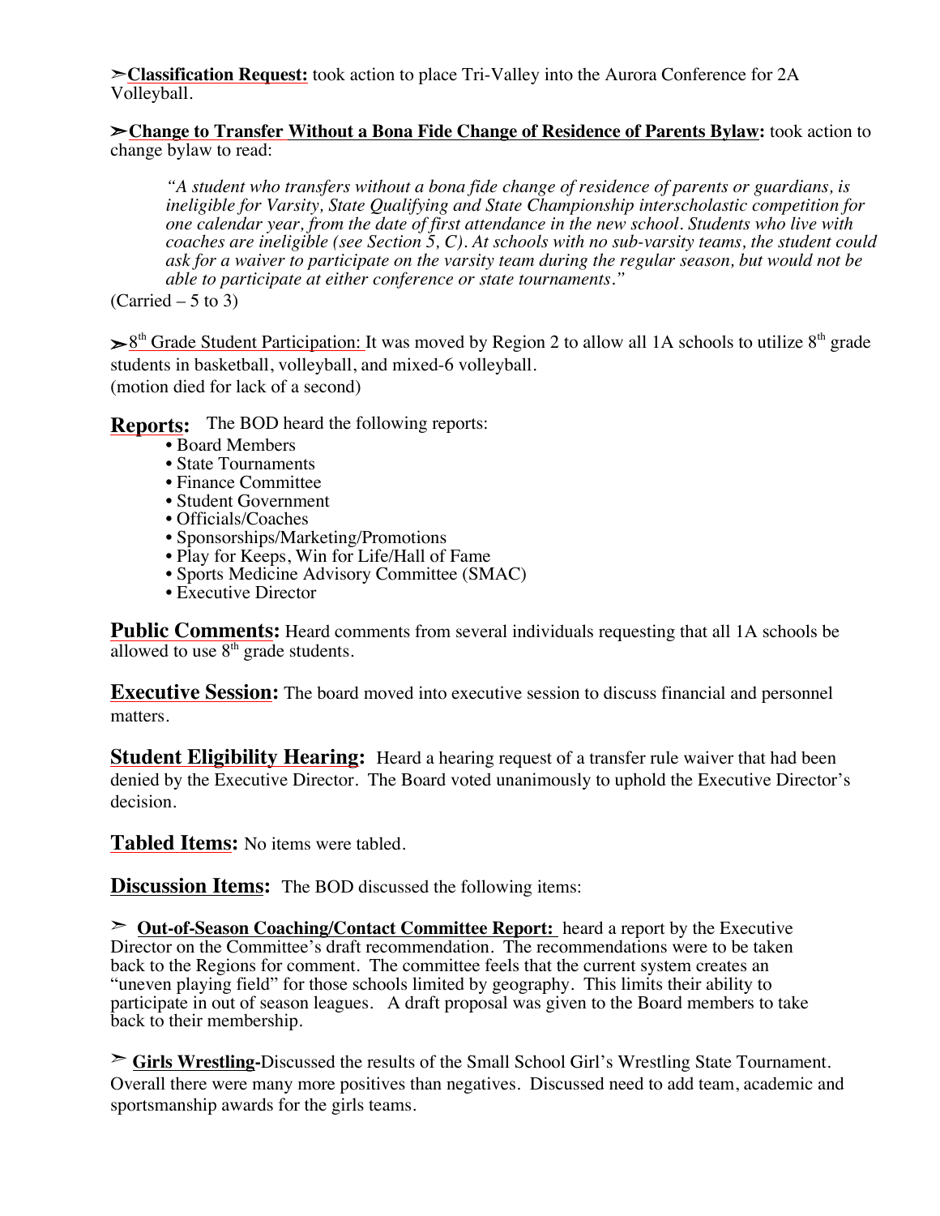➢**Classification Request:** took action to place Tri-Valley into the Aurora Conference for 2A Volleyball.

➢**Change to Transfer Without a Bona Fide Change of Residence of Parents Bylaw:** took action to change bylaw to read:

> *"A student who transfers without a bona fide change of residence of parents or guardians, is ineligible for Varsity, State Qualifying and State Championship interscholastic competition for one calendar year, from the date of first attendance in the new school. Students who live with coaches are ineligible (see Section 5, C). At schools with no sub-varsity teams, the student could ask for a waiver to participate on the varsity team during the regular season, but would not be able to participate at either conference or state tournaments."*

(Carried – 5 to 3)

➢8th Grade Student Participation: It was moved by Region 2 to allow all 1A schools to utilize 8th grade students in basketball, volleyball, and mixed-6 volleyball.
(motion died for lack of a second)

**Reports:** The BOD heard the following reports:

- Board Members
- State Tournaments
- Finance Committee
- Student Government
- Officials/Coaches
- Sponsorships/Marketing/Promotions
- Play for Keeps, Win for Life/Hall of Fame
- Sports Medicine Advisory Committee (SMAC)
- Executive Director

**Public Comments:** Heard comments from several individuals requesting that all 1A schools be allowed to use 8th grade students.

**Executive Session:** The board moved into executive session to discuss financial and personnel matters.

**Student Eligibility Hearing:** Heard a hearing request of a transfer rule waiver that had been denied by the Executive Director. The Board voted unanimously to uphold the Executive Director's decision.

**Tabled Items:** No items were tabled.

**Discussion Items:** The BOD discussed the following items:

➢ **Out-of-Season Coaching/Contact Committee Report:** heard a report by the Executive Director on the Committee's draft recommendation. The recommendations were to be taken back to the Regions for comment. The committee feels that the current system creates an "uneven playing field" for those schools limited by geography. This limits their ability to participate in out of season leagues. A draft proposal was given to the Board members to take back to their membership.

➢ **Girls Wrestling-**Discussed the results of the Small School Girl's Wrestling State Tournament. Overall there were many more positives than negatives. Discussed need to add team, academic and sportsmanship awards for the girls teams.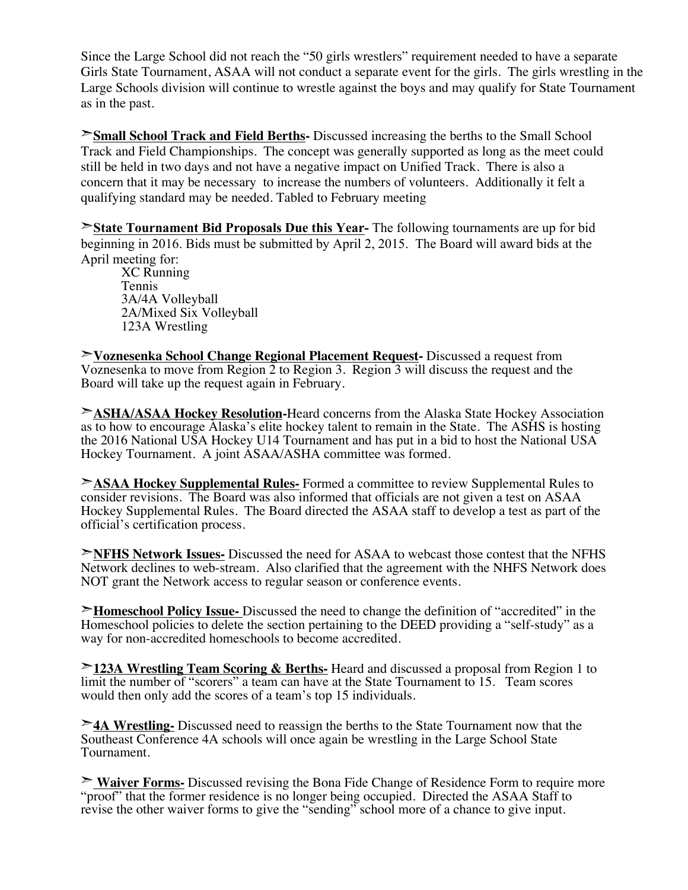Since the Large School did not reach the "50 girls wrestlers" requirement needed to have a separate Girls State Tournament, ASAA will not conduct a separate event for the girls. The girls wrestling in the Large Schools division will continue to wrestle against the boys and may qualify for State Tournament as in the past.

➢**<u>Small School Track and Field Berths</u>-** Discussed increasing the berths to the Small School Track and Field Championships. The concept was generally supported as long as the meet could still be held in two days and not have a negative impact on Unified Track. There is also a concern that it may be necessary to increase the numbers of volunteers. Additionally it felt a qualifying standard may be needed. Tabled to February meeting

➢**<u>State Tournament Bid Proposals Due this Year</u>-** The following tournaments are up for bid beginning in 2016. Bids must be submitted by April 2, 2015. The Board will award bids at the April meeting for:

- XC Running
- Tennis
- 3A/4A Volleyball
- 2A/Mixed Six Volleyball
- 123A Wrestling

➢**<u>Voznesenka School Change Regional Placement Request</u>-** Discussed a request from Voznesenka to move from Region 2 to Region 3. Region 3 will discuss the request and the Board will take up the request again in February.

➢**<u>ASHA/ASAA Hockey Resolution</u>-**Heard concerns from the Alaska State Hockey Association as to how to encourage Alaska's elite hockey talent to remain in the State. The ASHS is hosting the 2016 National USA Hockey U14 Tournament and has put in a bid to host the National USA Hockey Tournament. A joint ASAA/ASHA committee was formed.

➢**<u>ASAA Hockey Supplemental Rules</u>-** Formed a committee to review Supplemental Rules to consider revisions. The Board was also informed that officials are not given a test on ASAA Hockey Supplemental Rules. The Board directed the ASAA staff to develop a test as part of the official's certification process.

➢**<u>NFHS Network Issues</u>-** Discussed the need for ASAA to webcast those contest that the NFHS Network declines to web-stream. Also clarified that the agreement with the NHFS Network does NOT grant the Network access to regular season or conference events.

➢**<u>Homeschool Policy Issue-</u>** Discussed the need to change the definition of "accredited" in the Homeschool policies to delete the section pertaining to the DEED providing a "self-study" as a way for non-accredited homeschools to become accredited.

➢**<u>123A Wrestling Team Scoring & Berths</u>-** Heard and discussed a proposal from Region 1 to limit the number of "scorers" a team can have at the State Tournament to 15. Team scores would then only add the scores of a team's top 15 individuals.

➢**<u>4A Wrestling</u>-** Discussed need to reassign the berths to the State Tournament now that the Southeast Conference 4A schools will once again be wrestling in the Large School State Tournament.

➢ **<u>Waiver Forms</u>-** Discussed revising the Bona Fide Change of Residence Form to require more "proof" that the former residence is no longer being occupied. Directed the ASAA Staff to revise the other waiver forms to give the "sending" school more of a chance to give input.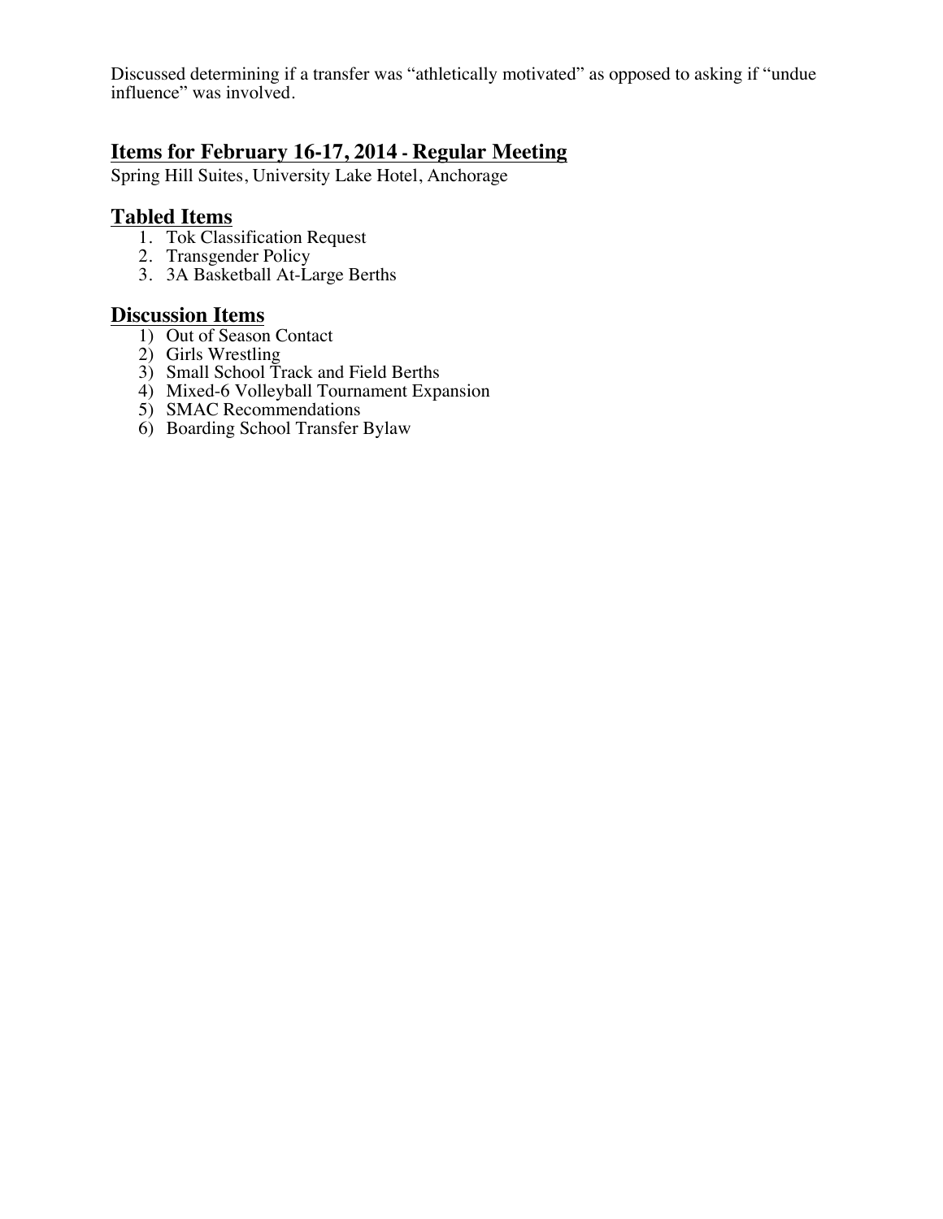Discussed determining if a transfer was "athletically motivated" as opposed to asking if "undue influence" was involved.

## Items for February 16-17, 2014 - Regular Meeting

Spring Hill Suites, University Lake Hotel, Anchorage

## Tabled Items

1. Tok Classification Request
2. Transgender Policy
3. 3A Basketball At-Large Berths

## Discussion Items

1) Out of Season Contact
2) Girls Wrestling
3) Small School Track and Field Berths
4) Mixed-6 Volleyball Tournament Expansion
5) SMAC Recommendations
6) Boarding School Transfer Bylaw